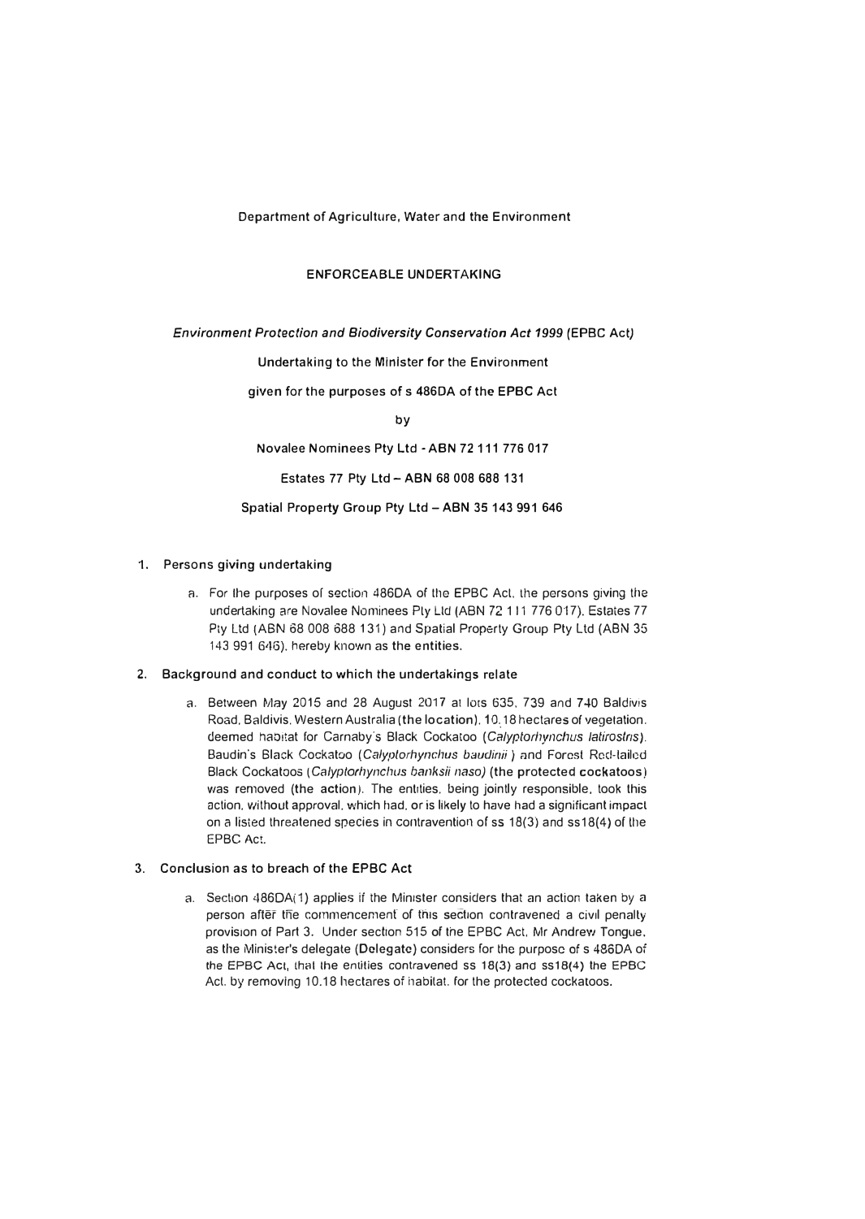Department of Agriculture, Water and the Environment

ENFORCEABLE UNDERTAKING

*Environment Protection and Biodiversity Conservation Act 1999* (EPBC Act)

**Undertaking to the Minister for the Environment**

**given for the purposes of s 486DA of the EPBC Act**

**by**

**Novalee Nominees Pty Ltd - ABN 72 111 776 017**

**Estates 77 Pty Ltd – ABN 68 008 688 131**

**Spatial Property Group Pty Ltd – ABN 35 143 991 646**

## 1. Persons giving undertaking

a. For the purposes of section 486DA of the EPBC Act, the persons giving the undertaking are Novalee Nominees Pty Ltd (ABN 72 111 776 017), Estates 77 Pty Ltd (ABN 68 008 688 131) and Spatial Property Group Pty Ltd (ABN 35 143 991 646), hereby known as **the entities**.

## 2. Background and conduct to which the undertakings relate

a. Between May 2015 and 28 August 2017 at lots 635, 739 and 740 Baldivis Road, Baldivis, Western Australia (**the location**), 10.18 hectares of vegetation, deemed habitat for Carnaby's Black Cockatoo (*Calyptorhynchus latirostris*), Baudin's Black Cockatoo (*Calyptorhynchus baudinii* ) and Forest Red-tailed Black Cockatoos (*Calyptorhynchus banksii naso)* (**the protected cockatoos**) was removed (**the action**). The entities, being jointly responsible, took this action, without approval, which had, or is likely to have had a significant impact on a listed threatened species in contravention of ss 18(3) and ss18(4) of the EPBC Act.

## 3. Conclusion as to breach of the EPBC Act

a. Section 486DA(1) applies if the Minister considers that an action taken by a person after the commencement of this section contravened a civil penalty provision of Part 3. Under section 515 of the EPBC Act, Mr Andrew Tongue, as the Minister's delegate (**Delegate**) considers for the purpose of s 486DA of the EPBC Act, that the entities contravened ss 18(3) and ss18(4) the EPBC Act, by removing 10.18 hectares of habitat, for the protected cockatoos.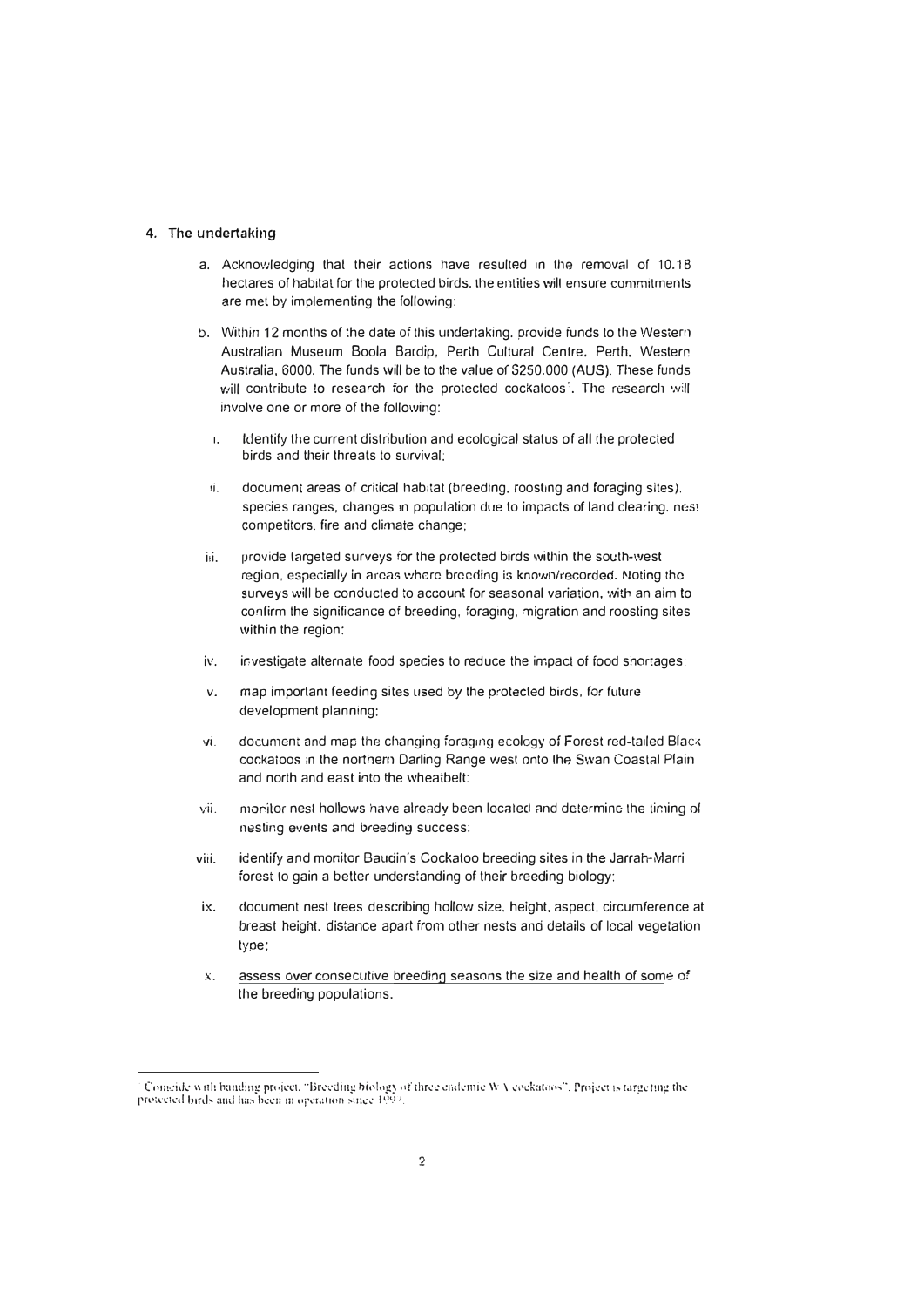## 4. The undertaking

a. Acknowledging that their actions have resulted in the removal of 10.18 hectares of habitat for the protected birds, the entities will ensure commitments are met by implementing the following:

b. Within 12 months of the date of this undertaking, provide funds to the Western Australian Museum Boola Bardip, Perth Cultural Centre, Perth, Western Australia, 6000. The funds will be to the value of $250,000 (AUS). These funds will contribute to research for the protected cockatoos[1]. The research will involve one or more of the following:

   i. Identify the current distribution and ecological status of all the protected birds and their threats to survival;

   ii. document areas of critical habitat (breeding, roosting and foraging sites), species ranges, changes in population due to impacts of land clearing, nest competitors, fire and climate change;

   iii. provide targeted surveys for the protected birds within the south-west region, especially in areas where breeding is known/recorded. Noting the surveys will be conducted to account for seasonal variation, with an aim to confirm the significance of breeding, foraging, migration and roosting sites within the region;

   iv. investigate alternate food species to reduce the impact of food shortages;

   v. map important feeding sites used by the protected birds, for future development planning;

   vi. document and map the changing foraging ecology of Forest red-tailed Black cockatoos in the northern Darling Range west onto the Swan Coastal Plain and north and east into the wheatbelt;

   vii. monitor nest hollows have already been located and determine the timing of nesting events and breeding success;

   viii. identify and monitor Baudin's Cockatoo breeding sites in the Jarrah-Marri forest to gain a better understanding of their breeding biology;

   ix. document nest trees describing hollow size, height, aspect, circumference at breast height, distance apart from other nests and details of local vegetation type;

   x. assess over consecutive breeding seasons the size and health of some of the breeding populations.

---

[1] Coincide with banding project, "Breeding biology of three endemic W A cockatoos". Project is targeting the protected birds and has been in operation since 1992.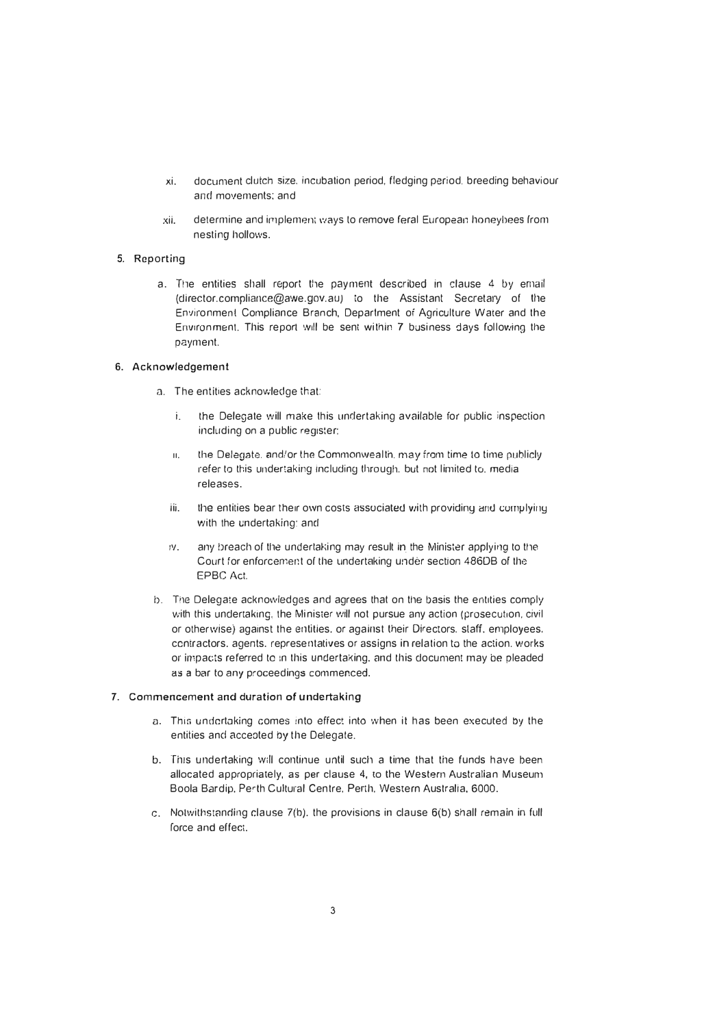xi. document clutch size, incubation period, fledging period, breeding behaviour and movements; and

   xii. determine and implement ways to remove feral European honeybees from nesting hollows.

**5. Reporting**

   a. The entities shall report the payment described in clause 4 by email (director.compliance@awe.gov.au) to the Assistant Secretary of the Environment Compliance Branch, Department of Agriculture Water and the Environment. This report will be sent within 7 business days following the payment.

**6. Acknowledgement**

   a. The entities acknowledge that:

      i. the Delegate will make this undertaking available for public inspection including on a public register;

      ii. the Delegate, and/or the Commonwealth, may from time to time publicly refer to this undertaking including through, but not limited to, media releases.

      iii. the entities bear their own costs associated with providing and complying with the undertaking; and

      iv. any breach of the undertaking may result in the Minister applying to the Court for enforcement of the undertaking under section 486DB of the EPBC Act.

   b. The Delegate acknowledges and agrees that on the basis the entities comply with this undertaking, the Minister will not pursue any action (prosecution, civil or otherwise) against the entities, or against their Directors, staff, employees, contractors, agents, representatives or assigns in relation to the action, works or impacts referred to in this undertaking, and this document may be pleaded as a bar to any proceedings commenced.

**7. Commencement and duration of undertaking**

   a. This undertaking comes into effect into when it has been executed by the entities and accepted by the Delegate.

   b. This undertaking will continue until such a time that the funds have been allocated appropriately, as per clause 4, to the Western Australian Museum Boola Bardip, Perth Cultural Centre, Perth, Western Australia, 6000.

   c. Notwithstanding clause 7(b), the provisions in clause 6(b) shall remain in full force and effect.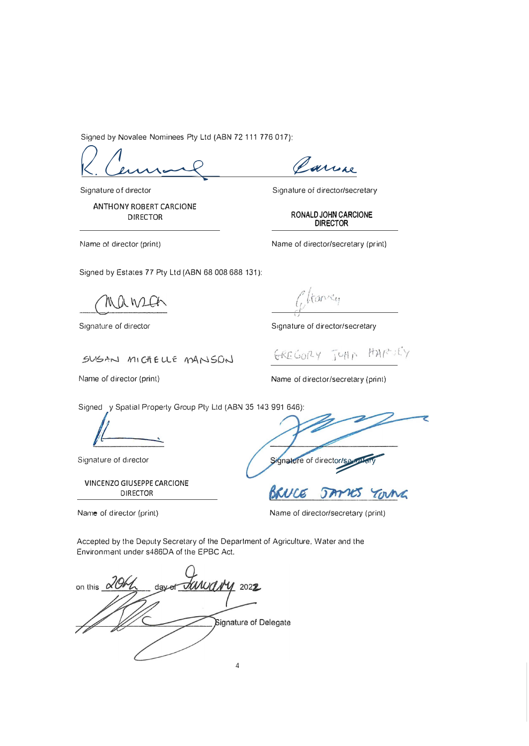Signed by Novalee Nominees Pty Ltd (ABN 72 111 776 017):

Signature of director

ANTHONY ROBERT CARCIONE
DIRECTOR

Name of director (print)

Signature of director/secretary

RONALD JOHN CARCIONE
DIRECTOR

Name of director/secretary (print)

Signed by Estates 77 Pty Ltd (ABN 68 008 688 131):

Signature of director

SUSAN MICHELLE MANSON

Name of director (print)

Signature of director/secretary

GREGORY JOHN HARVEY

Name of director/secretary (print)

Signed by Spatial Property Group Pty Ltd (ABN 35 143 991 646):

Signature of director

VINCENZO GIUSEPPE CARCIONE
DIRECTOR

Name of director (print)

Signature of director/secretary

BRUCE JAMES YOUNG

Name of director/secretary (print)

Accepted by the Deputy Secretary of the Department of Agriculture, Water and the Environment under s486DA of the EPBC Act.

on this 20th day of January 2022

Signature of Delegate